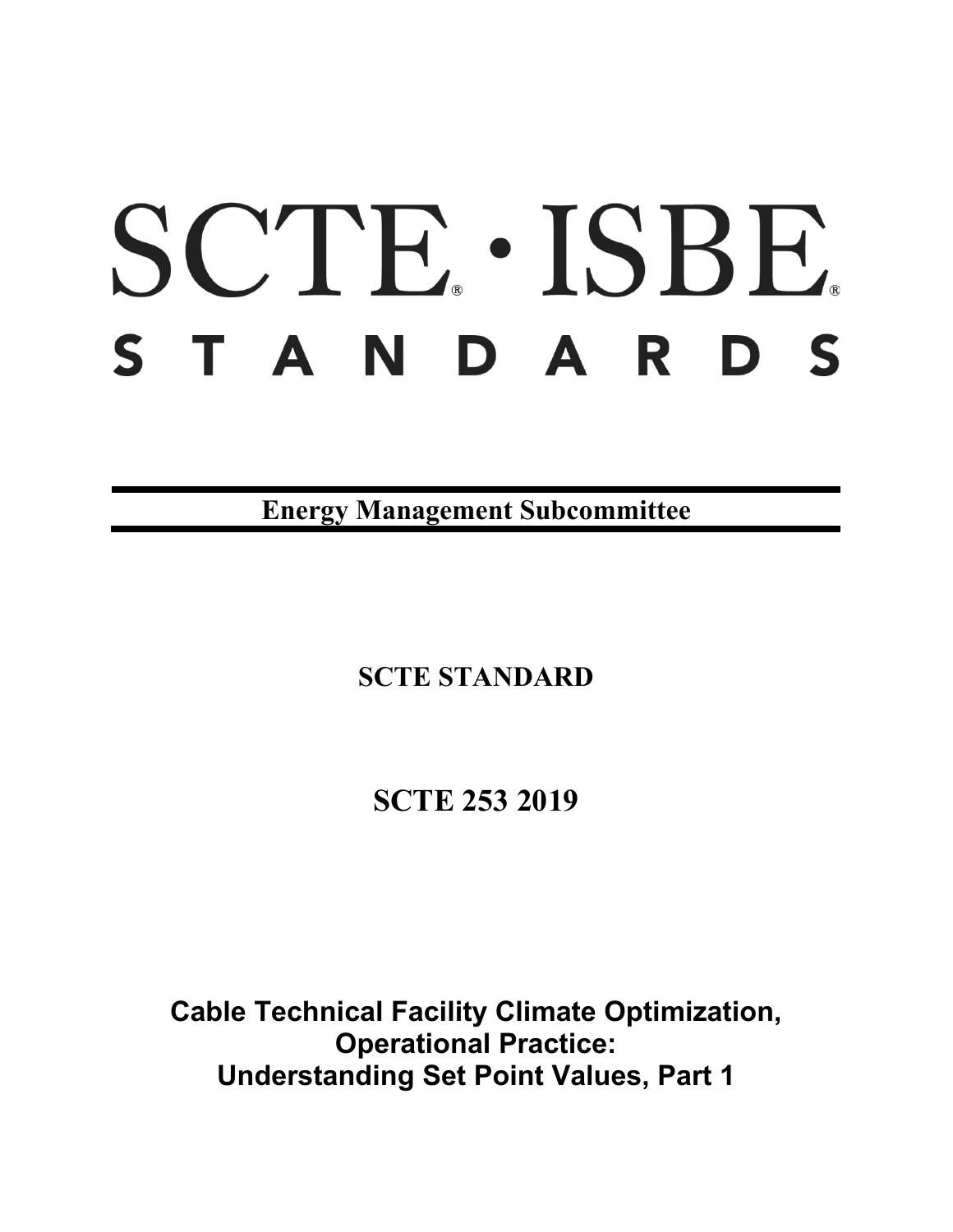# SCTE · ISBE STANDARDS

**Energy Management Subcommittee**

**SCTE STANDARD**

**SCTE 253 2019**

**Cable Technical Facility Climate Optimization, Operational Practice: Understanding Set Point Values, Part 1**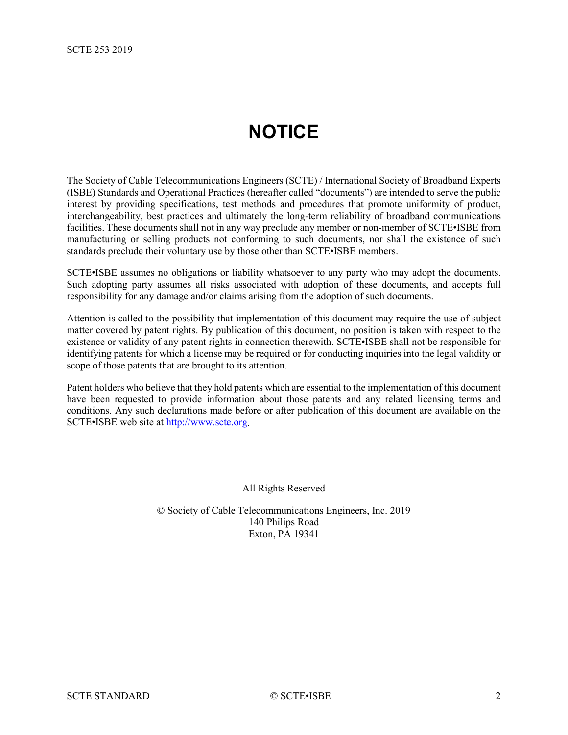# NOTICE

The Society of Cable Telecommunications Engineers (SCTE) / International Society of Broadband Experts (ISBE) Standards and Operational Practices (hereafter called "documents") are intended to serve the public interest by providing specifications, test methods and procedures that promote uniformity of product, interchangeability, best practices and ultimately the long-term reliability of broadband communications facilities. These documents shall not in any way preclude any member or non-member of SCTE•ISBE from manufacturing or selling products not conforming to such documents, nor shall the existence of such standards preclude their voluntary use by those other than SCTE•ISBE members.

SCTE•ISBE assumes no obligations or liability whatsoever to any party who may adopt the documents. Such adopting party assumes all risks associated with adoption of these documents, and accepts full responsibility for any damage and/or claims arising from the adoption of such documents.

Attention is called to the possibility that implementation of this document may require the use of subject matter covered by patent rights. By publication of this document, no position is taken with respect to the existence or validity of any patent rights in connection therewith. SCTE•ISBE shall not be responsible for identifying patents for which a license may be required or for conducting inquiries into the legal validity or scope of those patents that are brought to its attention.

Patent holders who believe that they hold patents which are essential to the implementation of this document have been requested to provide information about those patents and any related licensing terms and conditions. Any such declarations made before or after publication of this document are available on the SCTE•ISBE web site at http://www.scte.org.

All Rights Reserved

© Society of Cable Telecommunications Engineers, Inc. 2019
140 Philips Road
Exton, PA 19341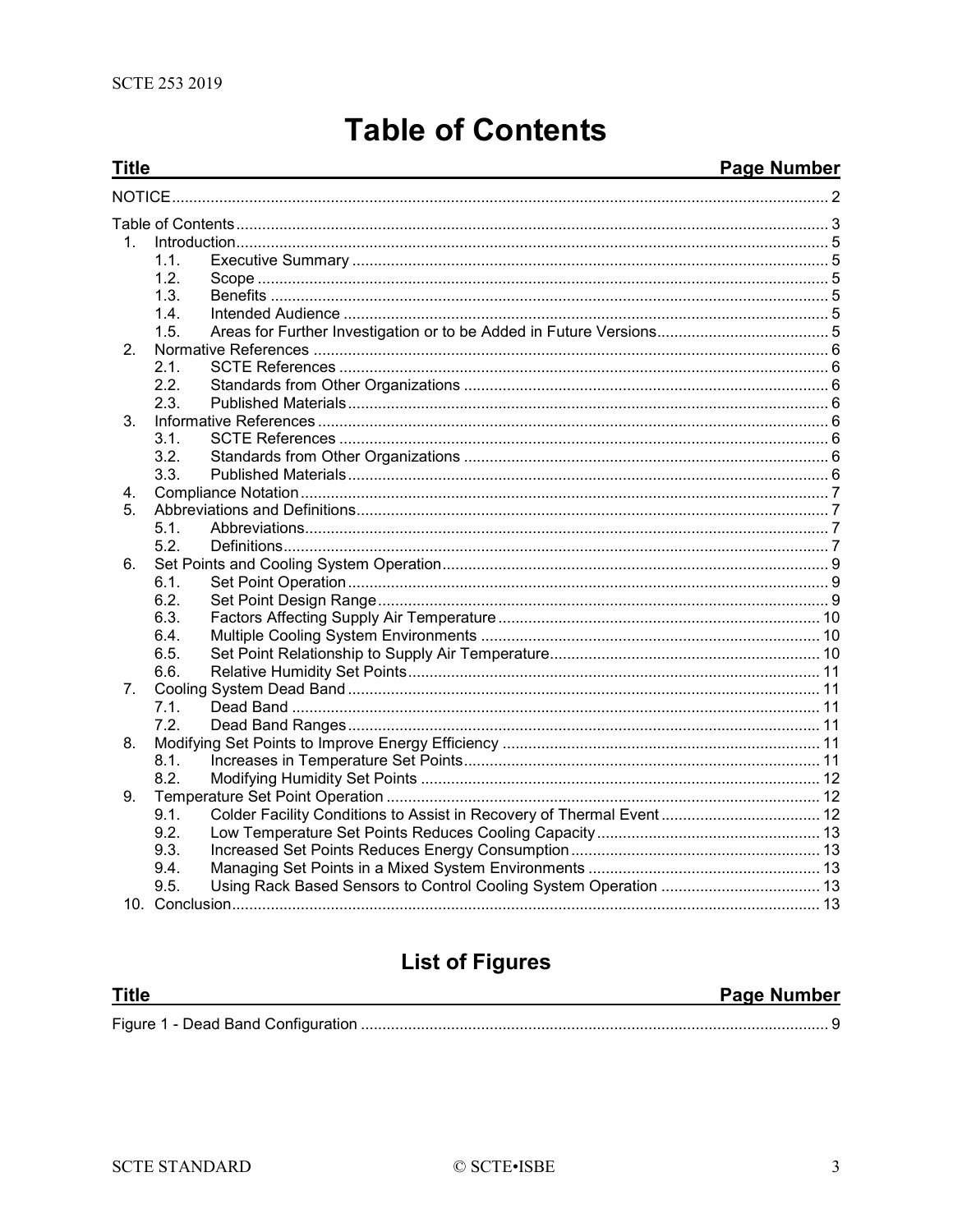# Table of Contents

| Title | Page Number |
| --- | --- |
| NOTICE | 2 |
| Table of Contents | 3 |
| 1. Introduction | 5 |
| 1.1. Executive Summary | 5 |
| 1.2. Scope | 5 |
| 1.3. Benefits | 5 |
| 1.4. Intended Audience | 5 |
| 1.5. Areas for Further Investigation or to be Added in Future Versions | 5 |
| 2. Normative References | 6 |
| 2.1. SCTE References | 6 |
| 2.2. Standards from Other Organizations | 6 |
| 2.3. Published Materials | 6 |
| 3. Informative References | 6 |
| 3.1. SCTE References | 6 |
| 3.2. Standards from Other Organizations | 6 |
| 3.3. Published Materials | 6 |
| 4. Compliance Notation | 7 |
| 5. Abbreviations and Definitions | 7 |
| 5.1. Abbreviations | 7 |
| 5.2. Definitions | 7 |
| 6. Set Points and Cooling System Operation | 9 |
| 6.1. Set Point Operation | 9 |
| 6.2. Set Point Design Range | 9 |
| 6.3. Factors Affecting Supply Air Temperature | 10 |
| 6.4. Multiple Cooling System Environments | 10 |
| 6.5. Set Point Relationship to Supply Air Temperature | 10 |
| 6.6. Relative Humidity Set Points | 11 |
| 7. Cooling System Dead Band | 11 |
| 7.1. Dead Band | 11 |
| 7.2. Dead Band Ranges | 11 |
| 8. Modifying Set Points to Improve Energy Efficiency | 11 |
| 8.1. Increases in Temperature Set Points | 11 |
| 8.2. Modifying Humidity Set Points | 12 |
| 9. Temperature Set Point Operation | 12 |
| 9.1. Colder Facility Conditions to Assist in Recovery of Thermal Event | 12 |
| 9.2. Low Temperature Set Points Reduces Cooling Capacity | 13 |
| 9.3. Increased Set Points Reduces Energy Consumption | 13 |
| 9.4. Managing Set Points in a Mixed System Environments | 13 |
| 9.5. Using Rack Based Sensors to Control Cooling System Operation | 13 |
| 10. Conclusion | 13 |

## List of Figures

| Title | Page Number |
| --- | --- |
| Figure 1 - Dead Band Configuration | 9 |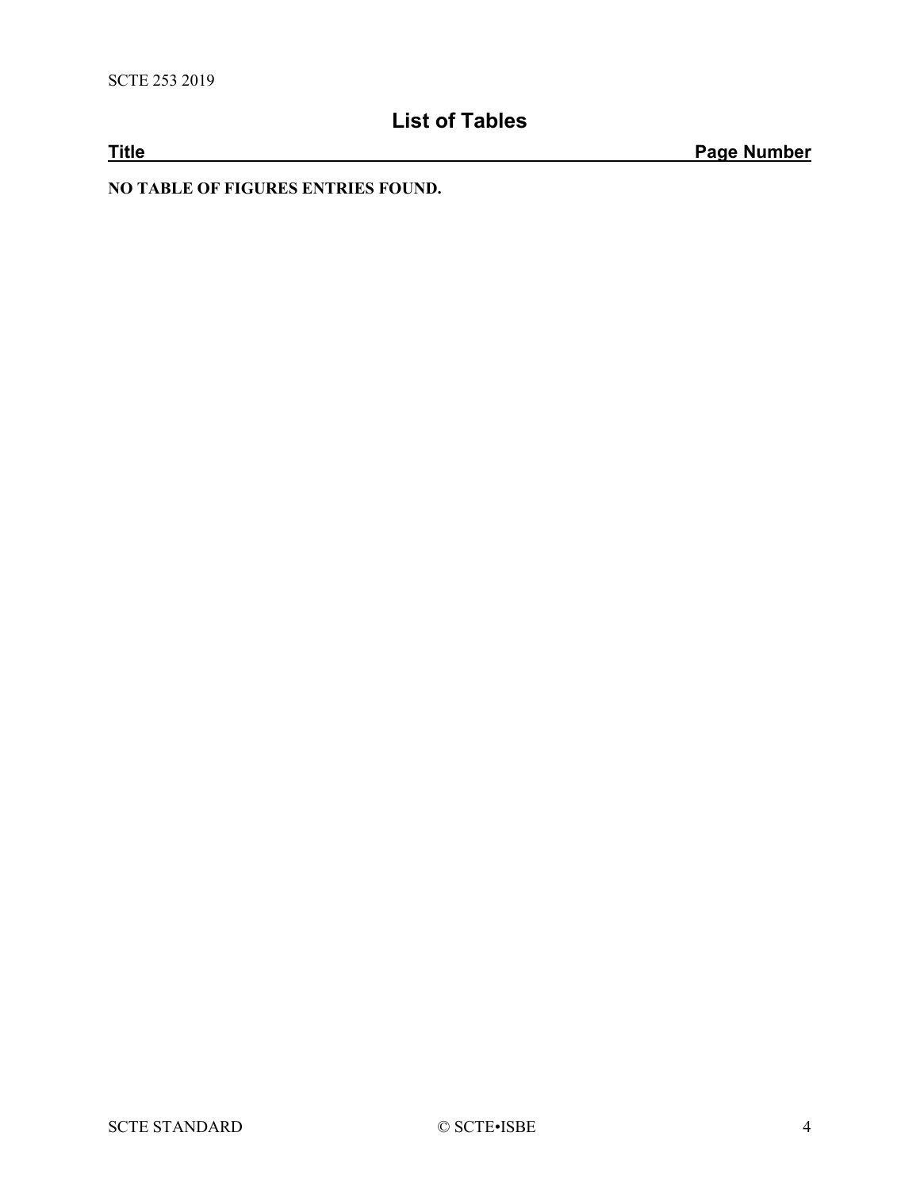## List of Tables

| Title | Page Number |
| --- | --- |

**NO TABLE OF FIGURES ENTRIES FOUND.**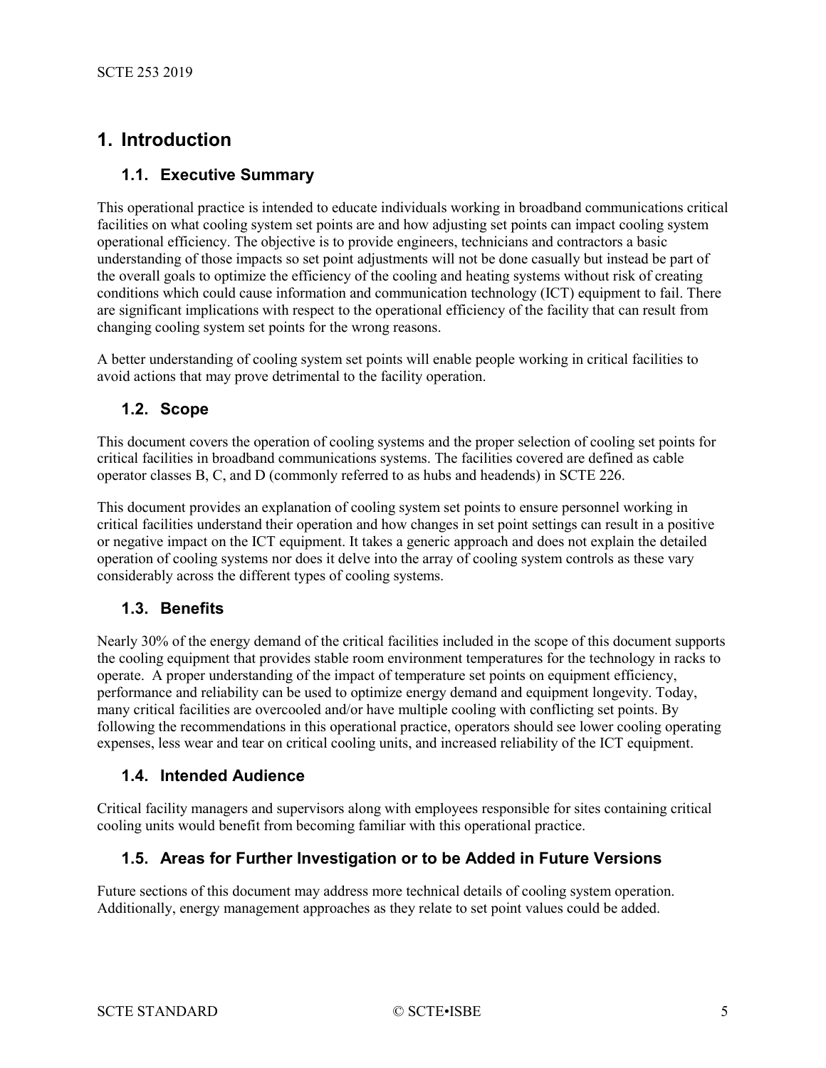# 1. Introduction

## 1.1. Executive Summary

This operational practice is intended to educate individuals working in broadband communications critical facilities on what cooling system set points are and how adjusting set points can impact cooling system operational efficiency. The objective is to provide engineers, technicians and contractors a basic understanding of those impacts so set point adjustments will not be done casually but instead be part of the overall goals to optimize the efficiency of the cooling and heating systems without risk of creating conditions which could cause information and communication technology (ICT) equipment to fail. There are significant implications with respect to the operational efficiency of the facility that can result from changing cooling system set points for the wrong reasons.

A better understanding of cooling system set points will enable people working in critical facilities to avoid actions that may prove detrimental to the facility operation.

## 1.2. Scope

This document covers the operation of cooling systems and the proper selection of cooling set points for critical facilities in broadband communications systems. The facilities covered are defined as cable operator classes B, C, and D (commonly referred to as hubs and headends) in SCTE 226.

This document provides an explanation of cooling system set points to ensure personnel working in critical facilities understand their operation and how changes in set point settings can result in a positive or negative impact on the ICT equipment. It takes a generic approach and does not explain the detailed operation of cooling systems nor does it delve into the array of cooling system controls as these vary considerably across the different types of cooling systems.

## 1.3. Benefits

Nearly 30% of the energy demand of the critical facilities included in the scope of this document supports the cooling equipment that provides stable room environment temperatures for the technology in racks to operate. A proper understanding of the impact of temperature set points on equipment efficiency, performance and reliability can be used to optimize energy demand and equipment longevity. Today, many critical facilities are overcooled and/or have multiple cooling with conflicting set points. By following the recommendations in this operational practice, operators should see lower cooling operating expenses, less wear and tear on critical cooling units, and increased reliability of the ICT equipment.

## 1.4. Intended Audience

Critical facility managers and supervisors along with employees responsible for sites containing critical cooling units would benefit from becoming familiar with this operational practice.

## 1.5. Areas for Further Investigation or to be Added in Future Versions

Future sections of this document may address more technical details of cooling system operation. Additionally, energy management approaches as they relate to set point values could be added.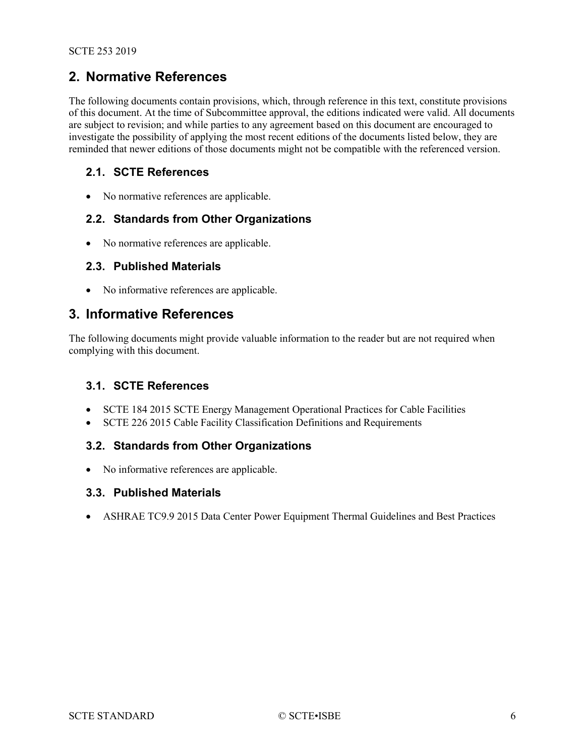## 2. Normative References

The following documents contain provisions, which, through reference in this text, constitute provisions of this document. At the time of Subcommittee approval, the editions indicated were valid. All documents are subject to revision; and while parties to any agreement based on this document are encouraged to investigate the possibility of applying the most recent editions of the documents listed below, they are reminded that newer editions of those documents might not be compatible with the referenced version.

### 2.1. SCTE References

- No normative references are applicable.

### 2.2. Standards from Other Organizations

- No normative references are applicable.

### 2.3. Published Materials

- No informative references are applicable.

## 3. Informative References

The following documents might provide valuable information to the reader but are not required when complying with this document.

### 3.1. SCTE References

- SCTE 184 2015 SCTE Energy Management Operational Practices for Cable Facilities
- SCTE 226 2015 Cable Facility Classification Definitions and Requirements

### 3.2. Standards from Other Organizations

- No informative references are applicable.

### 3.3. Published Materials

- ASHRAE TC9.9 2015 Data Center Power Equipment Thermal Guidelines and Best Practices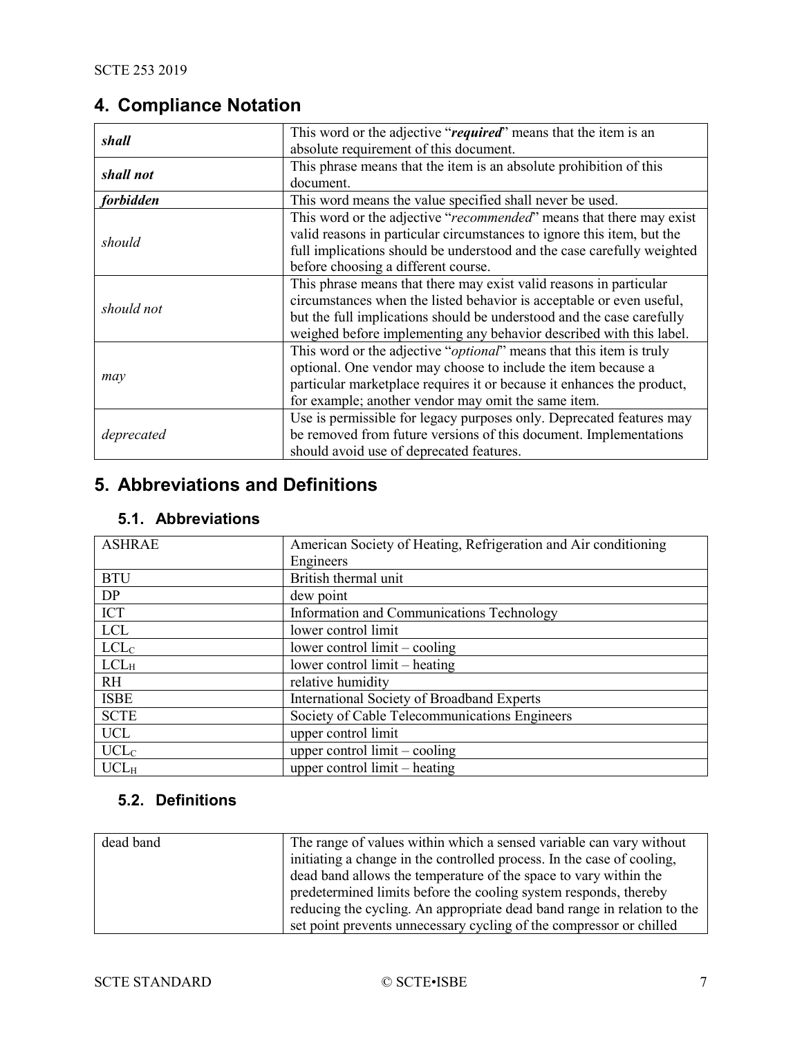## 4. Compliance Notation

| | |
|---|---|
| ***shall*** | This word or the adjective "***required***" means that the item is an absolute requirement of this document. |
| ***shall not*** | This phrase means that the item is an absolute prohibition of this document. |
| ***forbidden*** | This word means the value specified shall never be used. |
| *should* | This word or the adjective "*recommended*" means that there may exist valid reasons in particular circumstances to ignore this item, but the full implications should be understood and the case carefully weighted before choosing a different course. |
| *should not* | This phrase means that there may exist valid reasons in particular circumstances when the listed behavior is acceptable or even useful, but the full implications should be understood and the case carefully weighed before implementing any behavior described with this label. |
| *may* | This word or the adjective "*optional*" means that this item is truly optional. One vendor may choose to include the item because a particular marketplace requires it or because it enhances the product, for example; another vendor may omit the same item. |
| *deprecated* | Use is permissible for legacy purposes only. Deprecated features may be removed from future versions of this document. Implementations should avoid use of deprecated features. |

## 5. Abbreviations and Definitions

### 5.1. Abbreviations

| | |
|---|---|
| ASHRAE | American Society of Heating, Refrigeration and Air conditioning Engineers |
| BTU | British thermal unit |
| DP | dew point |
| ICT | Information and Communications Technology |
| LCL | lower control limit |
| $LCL_C$ | lower control limit – cooling |
| $LCL_H$ | lower control limit – heating |
| RH | relative humidity |
| ISBE | International Society of Broadband Experts |
| SCTE | Society of Cable Telecommunications Engineers |
| UCL | upper control limit |
| $UCL_C$ | upper control limit – cooling |
| $UCL_H$ | upper control limit – heating |

### 5.2. Definitions

| | |
|---|---|
| dead band | The range of values within which a sensed variable can vary without initiating a change in the controlled process. In the case of cooling, dead band allows the temperature of the space to vary within the predetermined limits before the cooling system responds, thereby reducing the cycling. An appropriate dead band range in relation to the set point prevents unnecessary cycling of the compressor or chilled |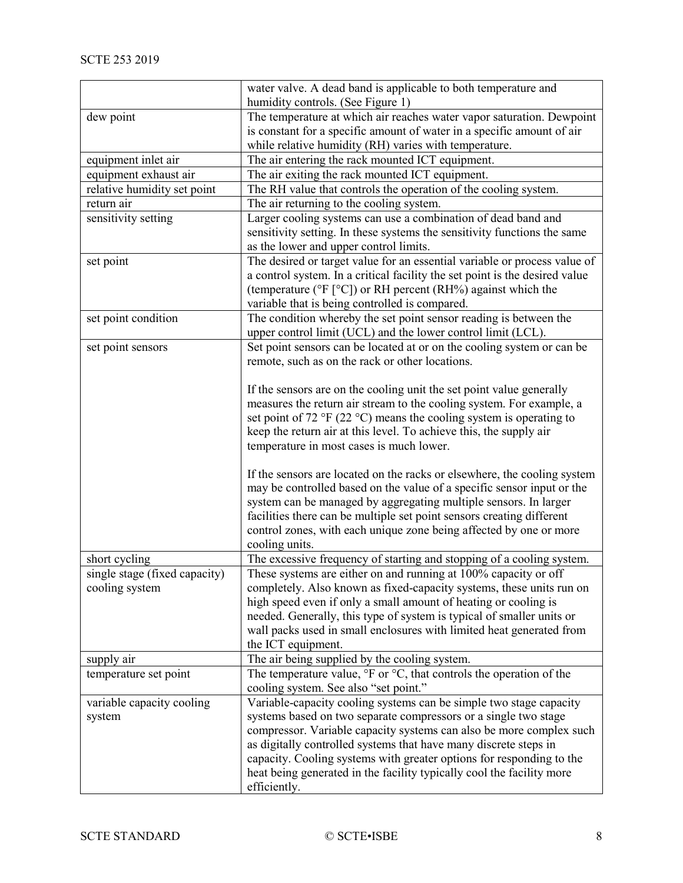| | |
|---|---|
| | water valve. A dead band is applicable to both temperature and humidity controls. (See Figure 1) |
| dew point | The temperature at which air reaches water vapor saturation. Dewpoint is constant for a specific amount of water in a specific amount of air while relative humidity (RH) varies with temperature. |
| equipment inlet air | The air entering the rack mounted ICT equipment. |
| equipment exhaust air | The air exiting the rack mounted ICT equipment. |
| relative humidity set point | The RH value that controls the operation of the cooling system. |
| return air | The air returning to the cooling system. |
| sensitivity setting | Larger cooling systems can use a combination of dead band and sensitivity setting. In these systems the sensitivity functions the same as the lower and upper control limits. |
| set point | The desired or target value for an essential variable or process value of a control system. In a critical facility the set point is the desired value (temperature (°F [°C]) or RH percent (RH%) against which the variable that is being controlled is compared. |
| set point condition | The condition whereby the set point sensor reading is between the upper control limit (UCL) and the lower control limit (LCL). |
| set point sensors | Set point sensors can be located at or on the cooling system or can be remote, such as on the rack or other locations.<br><br>If the sensors are on the cooling unit the set point value generally measures the return air stream to the cooling system. For example, a set point of 72 °F (22 °C) means the cooling system is operating to keep the return air at this level. To achieve this, the supply air temperature in most cases is much lower.<br><br>If the sensors are located on the racks or elsewhere, the cooling system may be controlled based on the value of a specific sensor input or the system can be managed by aggregating multiple sensors. In larger facilities there can be multiple set point sensors creating different control zones, with each unique zone being affected by one or more cooling units. |
| short cycling | The excessive frequency of starting and stopping of a cooling system. |
| single stage (fixed capacity) cooling system | These systems are either on and running at 100% capacity or off completely. Also known as fixed-capacity systems, these units run on high speed even if only a small amount of heating or cooling is needed. Generally, this type of system is typical of smaller units or wall packs used in small enclosures with limited heat generated from the ICT equipment. |
| supply air | The air being supplied by the cooling system. |
| temperature set point | The temperature value, °F or °C, that controls the operation of the cooling system. See also "set point." |
| variable capacity cooling system | Variable-capacity cooling systems can be simple two stage capacity systems based on two separate compressors or a single two stage compressor. Variable capacity systems can also be more complex such as digitally controlled systems that have many discrete steps in capacity. Cooling systems with greater options for responding to the heat being generated in the facility typically cool the facility more efficiently. |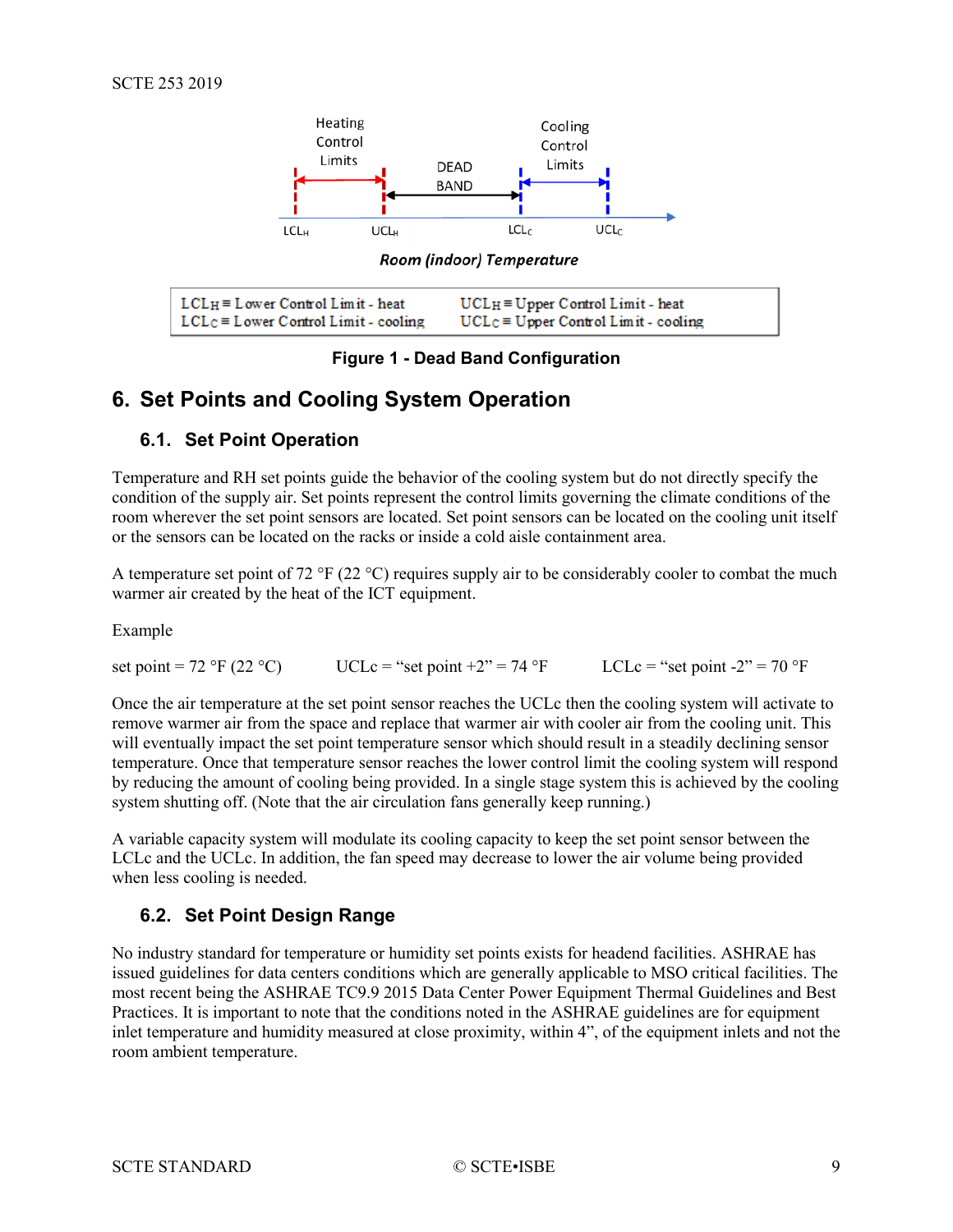Heating Control Limits | DEAD BAND | Cooling Control Limits

$LCL_H$ | $UCL_H$ | $LCL_C$ | $UCL_C$

***Room (indoor) Temperature***

| | |
|---|---|
| $LCL_H$ ≡ Lower Control Limit - heat | $UCL_H$ ≡ Upper Control Limit - heat |
| $LCL_C$ ≡ Lower Control Limit - cooling | $UCL_C$ ≡ Upper Control Limit - cooling |

**Figure 1 - Dead Band Configuration**

# 6. Set Points and Cooling System Operation

## 6.1. Set Point Operation

Temperature and RH set points guide the behavior of the cooling system but do not directly specify the condition of the supply air. Set points represent the control limits governing the climate conditions of the room wherever the set point sensors are located. Set point sensors can be located on the cooling unit itself or the sensors can be located on the racks or inside a cold aisle containment area.

A temperature set point of 72 °F (22 °C) requires supply air to be considerably cooler to combat the much warmer air created by the heat of the ICT equipment.

Example

set point = 72 °F (22 °C)     UCLc = "set point +2" = 74 °F     LCLc = "set point -2" = 70 °F

Once the air temperature at the set point sensor reaches the UCLc then the cooling system will activate to remove warmer air from the space and replace that warmer air with cooler air from the cooling unit. This will eventually impact the set point temperature sensor which should result in a steadily declining sensor temperature. Once that temperature sensor reaches the lower control limit the cooling system will respond by reducing the amount of cooling being provided. In a single stage system this is achieved by the cooling system shutting off. (Note that the air circulation fans generally keep running.)

A variable capacity system will modulate its cooling capacity to keep the set point sensor between the LCLc and the UCLc. In addition, the fan speed may decrease to lower the air volume being provided when less cooling is needed.

## 6.2. Set Point Design Range

No industry standard for temperature or humidity set points exists for headend facilities. ASHRAE has issued guidelines for data centers conditions which are generally applicable to MSO critical facilities. The most recent being the ASHRAE TC9.9 2015 Data Center Power Equipment Thermal Guidelines and Best Practices. It is important to note that the conditions noted in the ASHRAE guidelines are for equipment inlet temperature and humidity measured at close proximity, within 4", of the equipment inlets and not the room ambient temperature.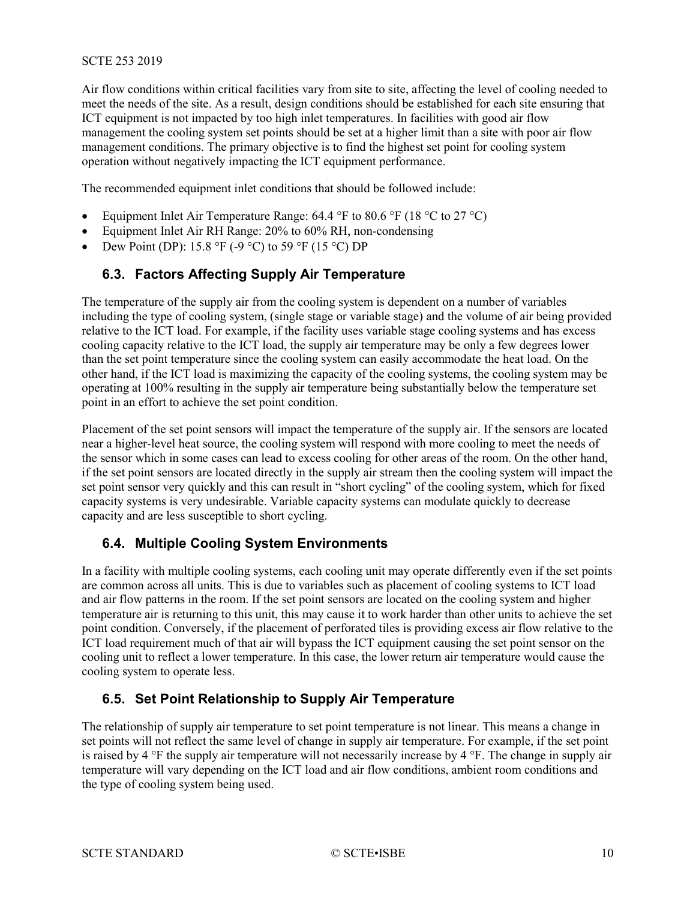Air flow conditions within critical facilities vary from site to site, affecting the level of cooling needed to meet the needs of the site. As a result, design conditions should be established for each site ensuring that ICT equipment is not impacted by too high inlet temperatures. In facilities with good air flow management the cooling system set points should be set at a higher limit than a site with poor air flow management conditions. The primary objective is to find the highest set point for cooling system operation without negatively impacting the ICT equipment performance.

The recommended equipment inlet conditions that should be followed include:

- Equipment Inlet Air Temperature Range: 64.4 °F to 80.6 °F (18 °C to 27 °C)
- Equipment Inlet Air RH Range: 20% to 60% RH, non-condensing
- Dew Point (DP): 15.8 °F (-9 °C) to 59 °F (15 °C) DP

## 6.3. Factors Affecting Supply Air Temperature

The temperature of the supply air from the cooling system is dependent on a number of variables including the type of cooling system, (single stage or variable stage) and the volume of air being provided relative to the ICT load. For example, if the facility uses variable stage cooling systems and has excess cooling capacity relative to the ICT load, the supply air temperature may be only a few degrees lower than the set point temperature since the cooling system can easily accommodate the heat load. On the other hand, if the ICT load is maximizing the capacity of the cooling systems, the cooling system may be operating at 100% resulting in the supply air temperature being substantially below the temperature set point in an effort to achieve the set point condition.

Placement of the set point sensors will impact the temperature of the supply air. If the sensors are located near a higher-level heat source, the cooling system will respond with more cooling to meet the needs of the sensor which in some cases can lead to excess cooling for other areas of the room. On the other hand, if the set point sensors are located directly in the supply air stream then the cooling system will impact the set point sensor very quickly and this can result in "short cycling" of the cooling system, which for fixed capacity systems is very undesirable. Variable capacity systems can modulate quickly to decrease capacity and are less susceptible to short cycling.

## 6.4. Multiple Cooling System Environments

In a facility with multiple cooling systems, each cooling unit may operate differently even if the set points are common across all units. This is due to variables such as placement of cooling systems to ICT load and air flow patterns in the room. If the set point sensors are located on the cooling system and higher temperature air is returning to this unit, this may cause it to work harder than other units to achieve the set point condition. Conversely, if the placement of perforated tiles is providing excess air flow relative to the ICT load requirement much of that air will bypass the ICT equipment causing the set point sensor on the cooling unit to reflect a lower temperature. In this case, the lower return air temperature would cause the cooling system to operate less.

## 6.5. Set Point Relationship to Supply Air Temperature

The relationship of supply air temperature to set point temperature is not linear. This means a change in set points will not reflect the same level of change in supply air temperature. For example, if the set point is raised by 4 °F the supply air temperature will not necessarily increase by 4 °F. The change in supply air temperature will vary depending on the ICT load and air flow conditions, ambient room conditions and the type of cooling system being used.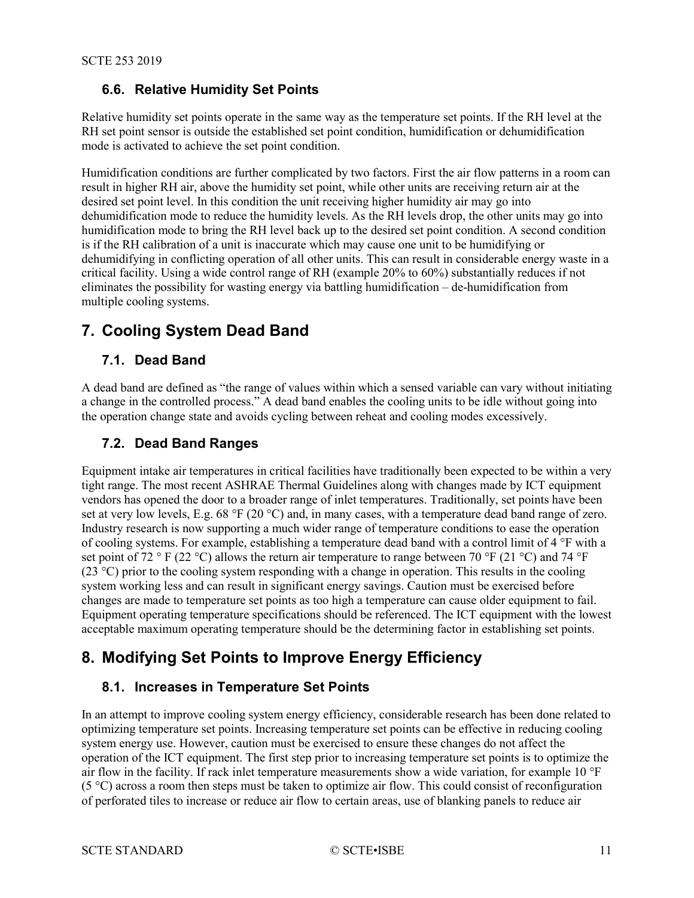### 6.6. Relative Humidity Set Points

Relative humidity set points operate in the same way as the temperature set points. If the RH level at the RH set point sensor is outside the established set point condition, humidification or dehumidification mode is activated to achieve the set point condition.

Humidification conditions are further complicated by two factors. First the air flow patterns in a room can result in higher RH air, above the humidity set point, while other units are receiving return air at the desired set point level. In this condition the unit receiving higher humidity air may go into dehumidification mode to reduce the humidity levels. As the RH levels drop, the other units may go into humidification mode to bring the RH level back up to the desired set point condition. A second condition is if the RH calibration of a unit is inaccurate which may cause one unit to be humidifying or dehumidifying in conflicting operation of all other units. This can result in considerable energy waste in a critical facility. Using a wide control range of RH (example 20% to 60%) substantially reduces if not eliminates the possibility for wasting energy via battling humidification – de-humidification from multiple cooling systems.

## 7. Cooling System Dead Band

### 7.1. Dead Band

A dead band are defined as "the range of values within which a sensed variable can vary without initiating a change in the controlled process." A dead band enables the cooling units to be idle without going into the operation change state and avoids cycling between reheat and cooling modes excessively.

### 7.2. Dead Band Ranges

Equipment intake air temperatures in critical facilities have traditionally been expected to be within a very tight range. The most recent ASHRAE Thermal Guidelines along with changes made by ICT equipment vendors has opened the door to a broader range of inlet temperatures. Traditionally, set points have been set at very low levels, E.g. 68 °F (20 °C) and, in many cases, with a temperature dead band range of zero. Industry research is now supporting a much wider range of temperature conditions to ease the operation of cooling systems. For example, establishing a temperature dead band with a control limit of 4 °F with a set point of 72 ° F (22 °C) allows the return air temperature to range between 70 °F (21 °C) and 74 °F (23 °C) prior to the cooling system responding with a change in operation. This results in the cooling system working less and can result in significant energy savings. Caution must be exercised before changes are made to temperature set points as too high a temperature can cause older equipment to fail. Equipment operating temperature specifications should be referenced. The ICT equipment with the lowest acceptable maximum operating temperature should be the determining factor in establishing set points.

## 8. Modifying Set Points to Improve Energy Efficiency

### 8.1. Increases in Temperature Set Points

In an attempt to improve cooling system energy efficiency, considerable research has been done related to optimizing temperature set points. Increasing temperature set points can be effective in reducing cooling system energy use. However, caution must be exercised to ensure these changes do not affect the operation of the ICT equipment. The first step prior to increasing temperature set points is to optimize the air flow in the facility. If rack inlet temperature measurements show a wide variation, for example 10 °F (5 °C) across a room then steps must be taken to optimize air flow. This could consist of reconfiguration of perforated tiles to increase or reduce air flow to certain areas, use of blanking panels to reduce air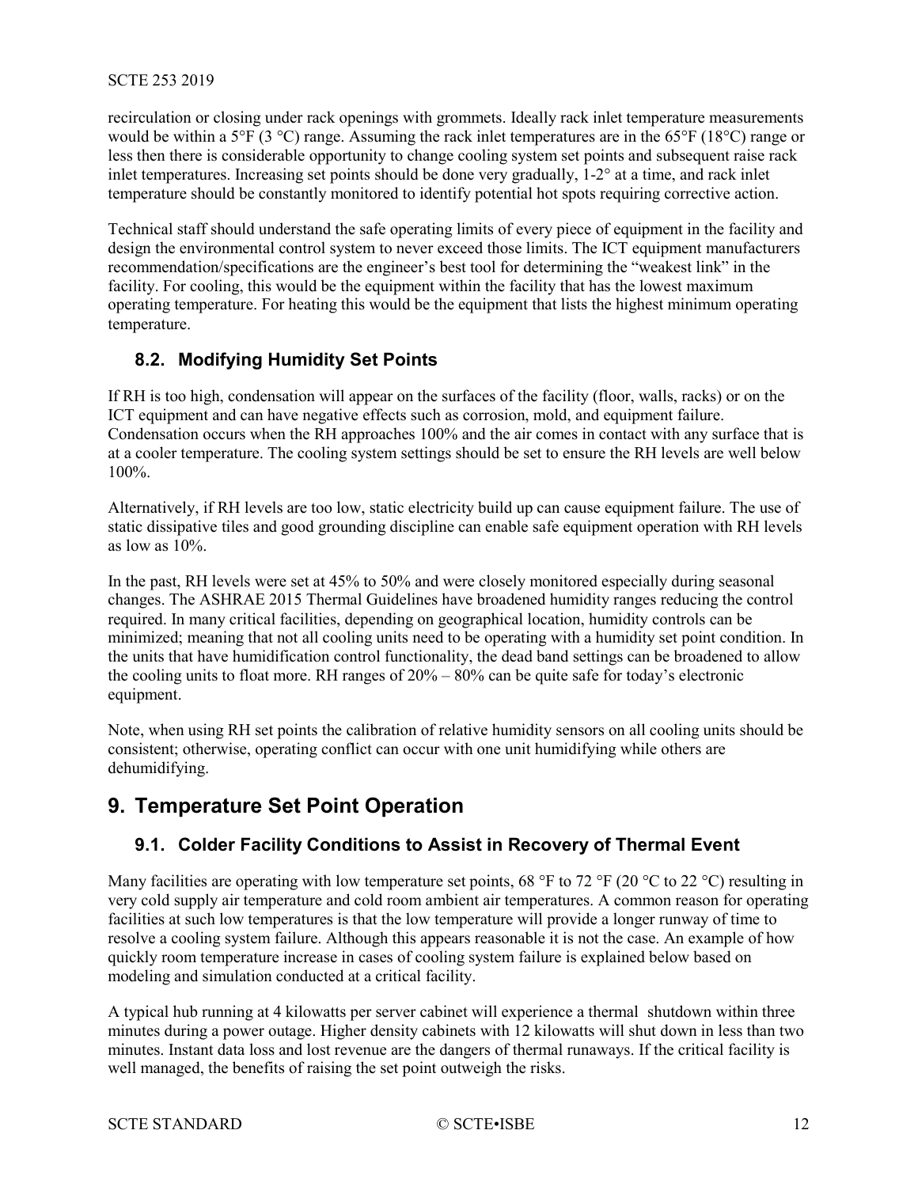recirculation or closing under rack openings with grommets. Ideally rack inlet temperature measurements would be within a 5°F (3 °C) range. Assuming the rack inlet temperatures are in the 65°F (18°C) range or less then there is considerable opportunity to change cooling system set points and subsequent raise rack inlet temperatures. Increasing set points should be done very gradually, 1-2° at a time, and rack inlet temperature should be constantly monitored to identify potential hot spots requiring corrective action.

Technical staff should understand the safe operating limits of every piece of equipment in the facility and design the environmental control system to never exceed those limits. The ICT equipment manufacturers recommendation/specifications are the engineer's best tool for determining the "weakest link" in the facility. For cooling, this would be the equipment within the facility that has the lowest maximum operating temperature. For heating this would be the equipment that lists the highest minimum operating temperature.

### 8.2. Modifying Humidity Set Points

If RH is too high, condensation will appear on the surfaces of the facility (floor, walls, racks) or on the ICT equipment and can have negative effects such as corrosion, mold, and equipment failure. Condensation occurs when the RH approaches 100% and the air comes in contact with any surface that is at a cooler temperature. The cooling system settings should be set to ensure the RH levels are well below 100%.

Alternatively, if RH levels are too low, static electricity build up can cause equipment failure. The use of static dissipative tiles and good grounding discipline can enable safe equipment operation with RH levels as low as 10%.

In the past, RH levels were set at 45% to 50% and were closely monitored especially during seasonal changes. The ASHRAE 2015 Thermal Guidelines have broadened humidity ranges reducing the control required. In many critical facilities, depending on geographical location, humidity controls can be minimized; meaning that not all cooling units need to be operating with a humidity set point condition. In the units that have humidification control functionality, the dead band settings can be broadened to allow the cooling units to float more. RH ranges of 20% – 80% can be quite safe for today's electronic equipment.

Note, when using RH set points the calibration of relative humidity sensors on all cooling units should be consistent; otherwise, operating conflict can occur with one unit humidifying while others are dehumidifying.

## 9. Temperature Set Point Operation

### 9.1. Colder Facility Conditions to Assist in Recovery of Thermal Event

Many facilities are operating with low temperature set points, 68 °F to 72 °F (20 °C to 22 °C) resulting in very cold supply air temperature and cold room ambient air temperatures. A common reason for operating facilities at such low temperatures is that the low temperature will provide a longer runway of time to resolve a cooling system failure. Although this appears reasonable it is not the case. An example of how quickly room temperature increase in cases of cooling system failure is explained below based on modeling and simulation conducted at a critical facility.

A typical hub running at 4 kilowatts per server cabinet will experience a thermal shutdown within three minutes during a power outage. Higher density cabinets with 12 kilowatts will shut down in less than two minutes. Instant data loss and lost revenue are the dangers of thermal runaways. If the critical facility is well managed, the benefits of raising the set point outweigh the risks.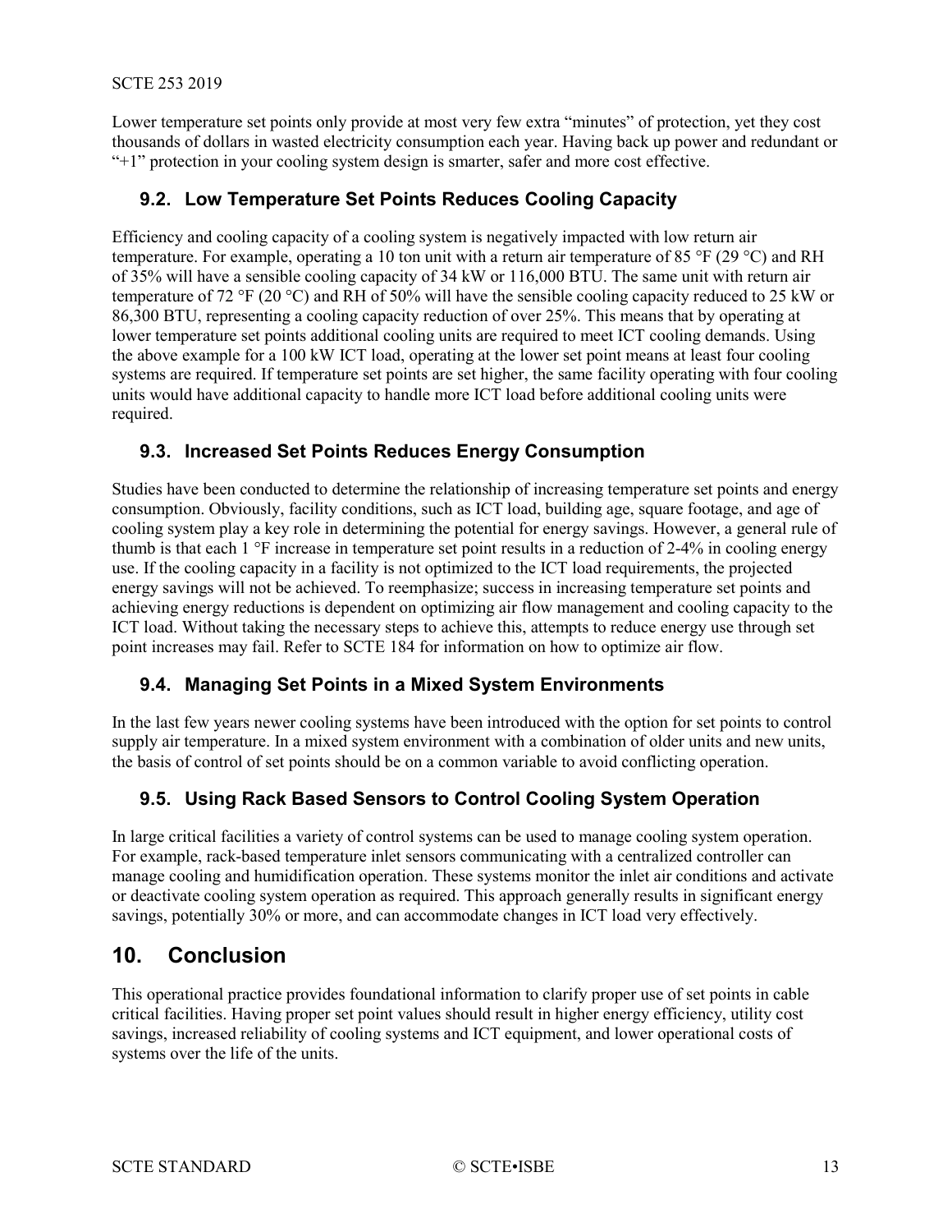Lower temperature set points only provide at most very few extra "minutes" of protection, yet they cost thousands of dollars in wasted electricity consumption each year. Having back up power and redundant or "+1" protection in your cooling system design is smarter, safer and more cost effective.

### 9.2. Low Temperature Set Points Reduces Cooling Capacity

Efficiency and cooling capacity of a cooling system is negatively impacted with low return air temperature. For example, operating a 10 ton unit with a return air temperature of 85 °F (29 °C) and RH of 35% will have a sensible cooling capacity of 34 kW or 116,000 BTU. The same unit with return air temperature of 72 °F (20 °C) and RH of 50% will have the sensible cooling capacity reduced to 25 kW or 86,300 BTU, representing a cooling capacity reduction of over 25%. This means that by operating at lower temperature set points additional cooling units are required to meet ICT cooling demands. Using the above example for a 100 kW ICT load, operating at the lower set point means at least four cooling systems are required. If temperature set points are set higher, the same facility operating with four cooling units would have additional capacity to handle more ICT load before additional cooling units were required.

### 9.3. Increased Set Points Reduces Energy Consumption

Studies have been conducted to determine the relationship of increasing temperature set points and energy consumption. Obviously, facility conditions, such as ICT load, building age, square footage, and age of cooling system play a key role in determining the potential for energy savings. However, a general rule of thumb is that each 1 °F increase in temperature set point results in a reduction of 2-4% in cooling energy use. If the cooling capacity in a facility is not optimized to the ICT load requirements, the projected energy savings will not be achieved. To reemphasize; success in increasing temperature set points and achieving energy reductions is dependent on optimizing air flow management and cooling capacity to the ICT load. Without taking the necessary steps to achieve this, attempts to reduce energy use through set point increases may fail. Refer to SCTE 184 for information on how to optimize air flow.

### 9.4. Managing Set Points in a Mixed System Environments

In the last few years newer cooling systems have been introduced with the option for set points to control supply air temperature. In a mixed system environment with a combination of older units and new units, the basis of control of set points should be on a common variable to avoid conflicting operation.

### 9.5. Using Rack Based Sensors to Control Cooling System Operation

In large critical facilities a variety of control systems can be used to manage cooling system operation. For example, rack-based temperature inlet sensors communicating with a centralized controller can manage cooling and humidification operation. These systems monitor the inlet air conditions and activate or deactivate cooling system operation as required. This approach generally results in significant energy savings, potentially 30% or more, and can accommodate changes in ICT load very effectively.

## 10. Conclusion

This operational practice provides foundational information to clarify proper use of set points in cable critical facilities. Having proper set point values should result in higher energy efficiency, utility cost savings, increased reliability of cooling systems and ICT equipment, and lower operational costs of systems over the life of the units.